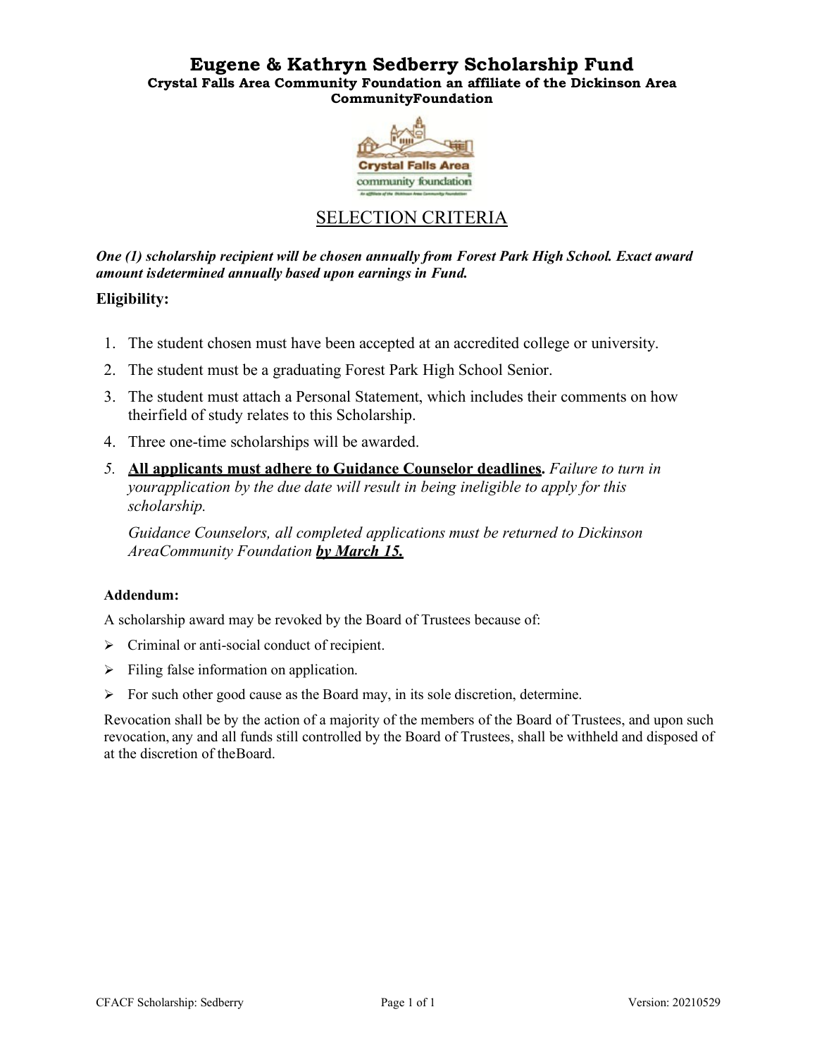# Eugene & Kathryn Sedberry Scholarship Fund

**Crystal Falls Area Community Foundation an affiliate of the Dickinson Area CommunityFoundation**

## SELECTION CRITERIA

***One (1) scholarship recipient will be chosen annually from Forest Park High School. Exact award amount isdetermined annually based upon earnings in Fund.***

**Eligibility:**

1. The student chosen must have been accepted at an accredited college or university.
2. The student must be a graduating Forest Park High School Senior.
3. The student must attach a Personal Statement, which includes their comments on how theirfield of study relates to this Scholarship.
4. Three one-time scholarships will be awarded.
5. **All applicants must adhere to Guidance Counselor deadlines.** *Failure to turn in yourapplication by the due date will result in being ineligible to apply for this scholarship.*

   *Guidance Counselors, all completed applications must be returned to Dickinson AreaCommunity Foundation* ***by March 15.***

**Addendum:**

A scholarship award may be revoked by the Board of Trustees because of:

- Criminal or anti-social conduct of recipient.
- Filing false information on application.
- For such other good cause as the Board may, in its sole discretion, determine.

Revocation shall be by the action of a majority of the members of the Board of Trustees, and upon such revocation, any and all funds still controlled by the Board of Trustees, shall be withheld and disposed of at the discretion of theBoard.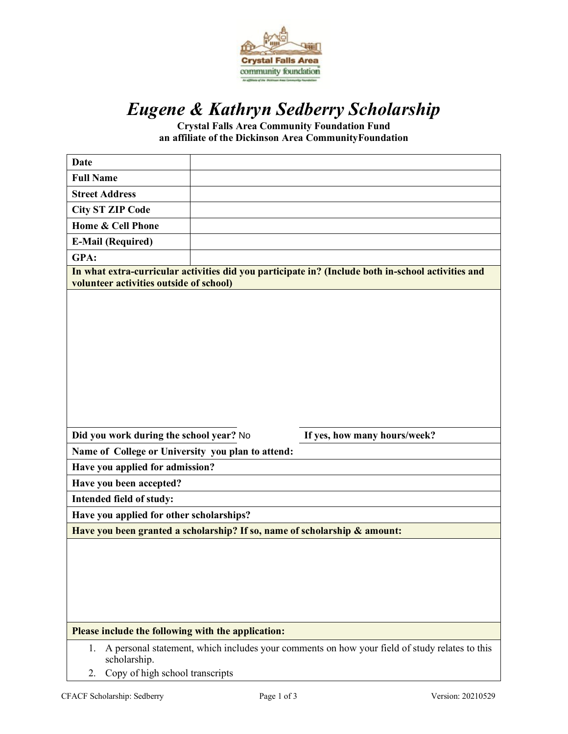# *Eugene & Kathryn Sedberry Scholarship*

**Crystal Falls Area Community Foundation Fund**
**an affiliate of the Dickinson Area CommunityFoundation**

| | |
|---|---|
| **Date** | |
| **Full Name** | |
| **Street Address** | |
| **City ST ZIP Code** | |
| **Home & Cell Phone** | |
| **E-Mail (Required)** | |
| **GPA:** | |

**In what extra-curricular activities did you participate in? (Include both in-school activities and volunteer activities outside of school)**

**Did you work during the school year?** No **If yes, how many hours/week?**

**Name of College or University you plan to attend:**

**Have you applied for admission?**

**Have you been accepted?**

**Intended field of study:**

**Have you applied for other scholarships?**

**Have you been granted a scholarship? If so, name of scholarship & amount:**

**Please include the following with the application:**

1. A personal statement, which includes your comments on how your field of study relates to this scholarship.
2. Copy of high school transcripts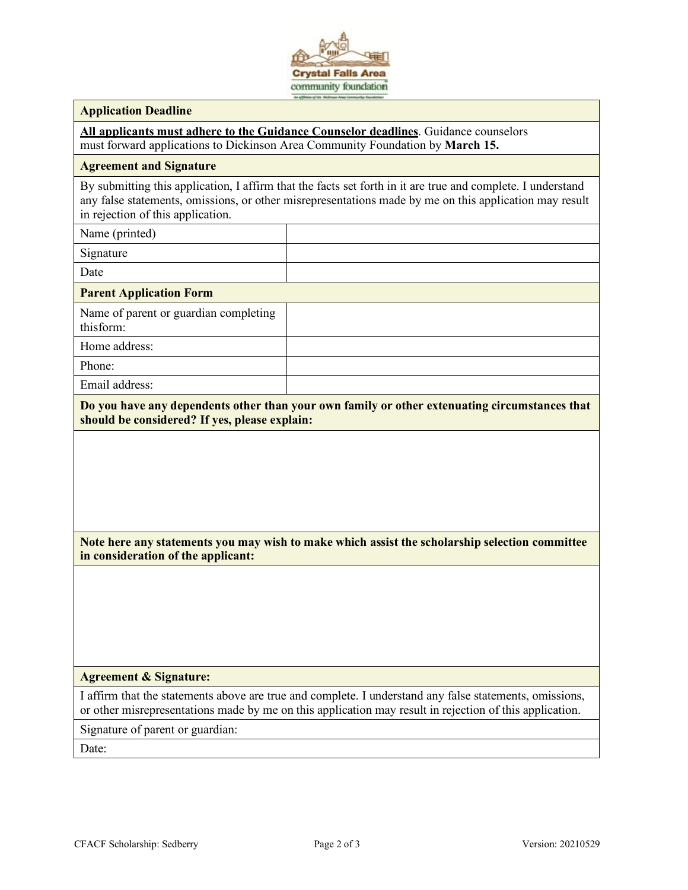| **Application Deadline** | |
|---|---|
| **<u>All applicants must adhere to the Guidance Counselor deadlines</u>**. Guidance counselors must forward applications to Dickinson Area Community Foundation by **March 15.** | |
| **Agreement and Signature** | |
| By submitting this application, I affirm that the facts set forth in it are true and complete. I understand any false statements, omissions, or other misrepresentations made by me on this application may result in rejection of this application. | |
| Name (printed) | |
| Signature | |
| Date | |

| **Parent Application Form** | |
|---|---|
| Name of parent or guardian completing thisform: | |
| Home address: | |
| Phone: | |
| Email address: | |

**Do you have any dependents other than your own family or other extenuating circumstances that should be considered? If yes, please explain:**

**Note here any statements you may wish to make which assist the scholarship selection committee in consideration of the applicant:**

**Agreement & Signature:**

I affirm that the statements above are true and complete. I understand any false statements, omissions, or other misrepresentations made by me on this application may result in rejection of this application.

Signature of parent or guardian:

Date: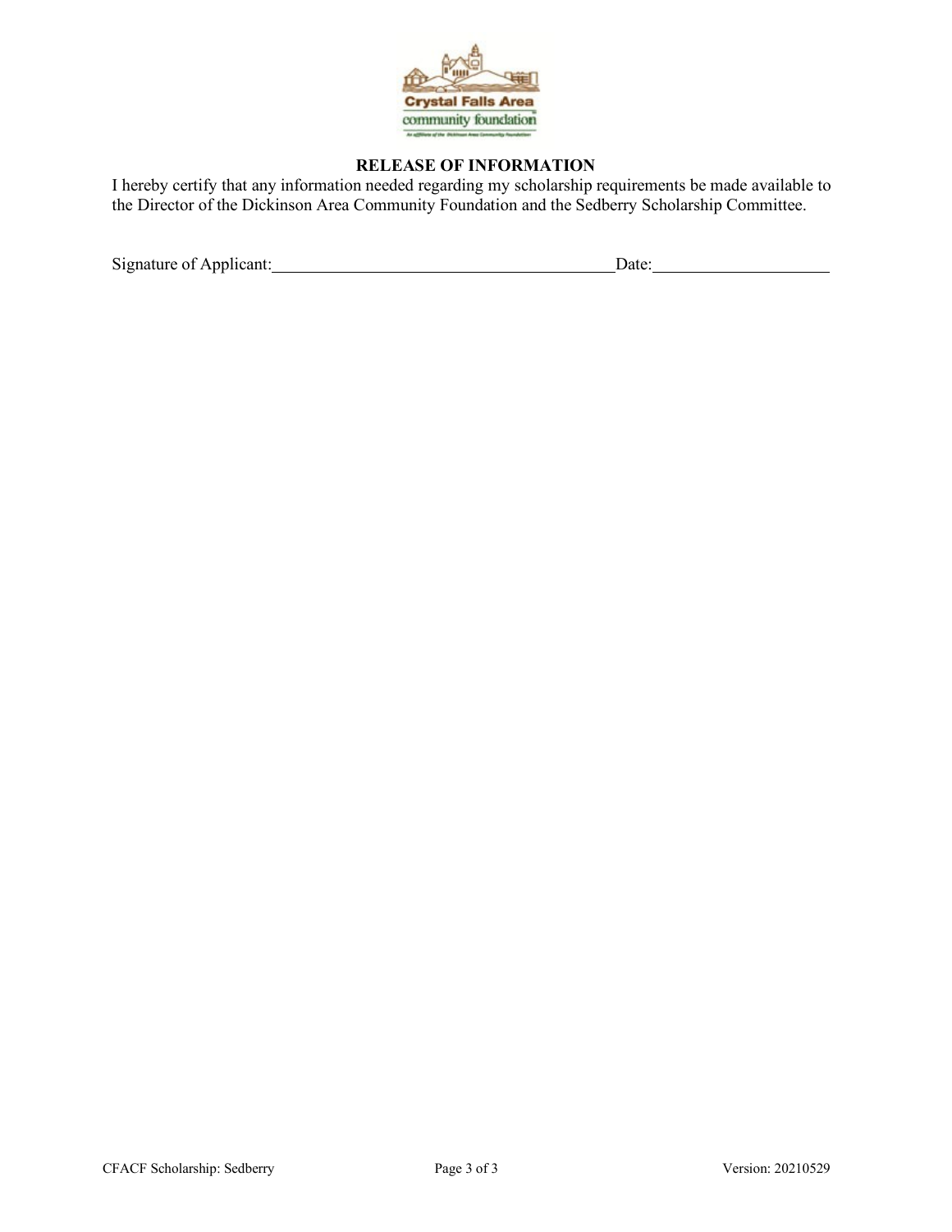Crystal Falls Area community foundation

## RELEASE OF INFORMATION

I hereby certify that any information needed regarding my scholarship requirements be made available to the Director of the Dickinson Area Community Foundation and the Sedberry Scholarship Committee.

Signature of Applicant:________________________________________ Date:____________________